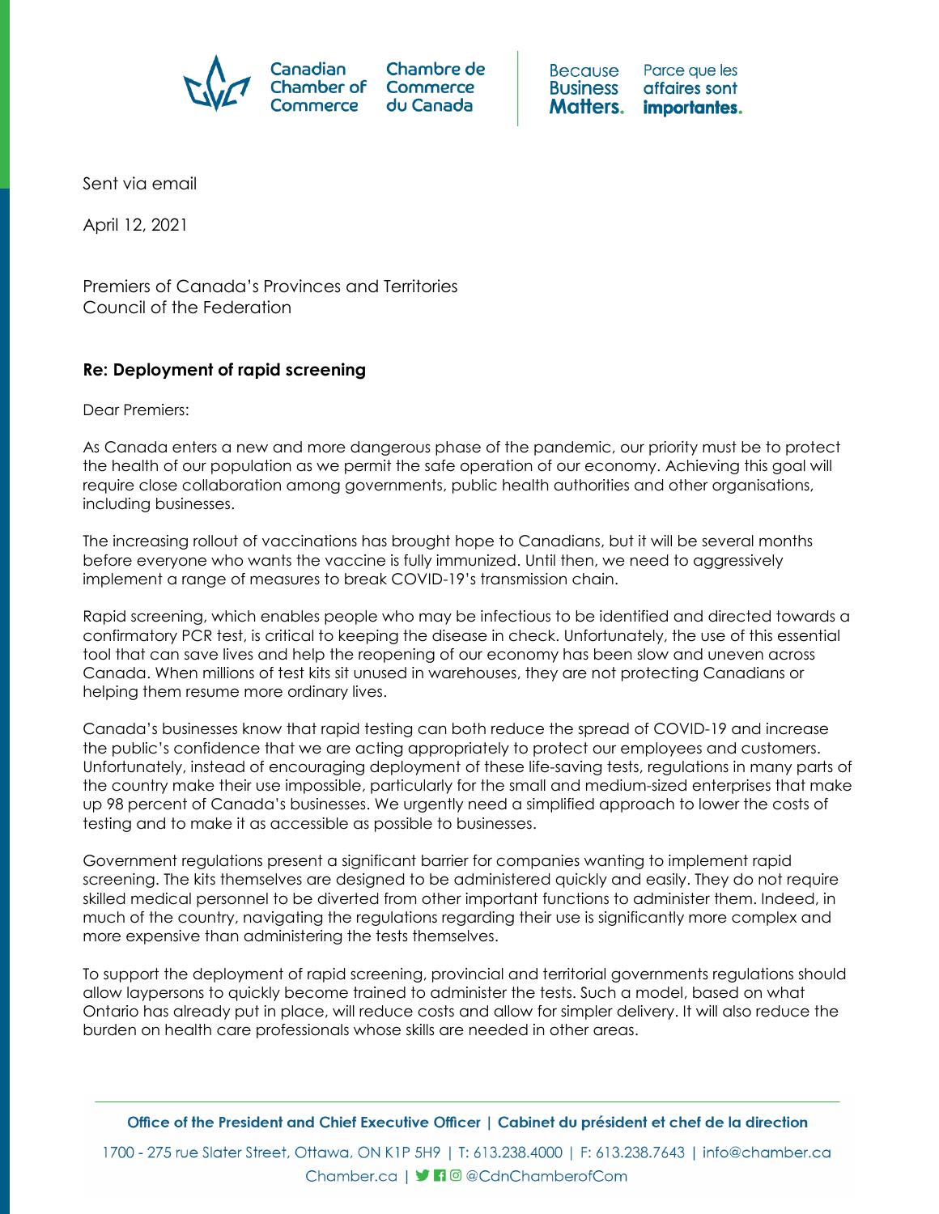Canadian Chamber of Commerce | Chambre de Commerce du Canada

Because Business Matters. | Parce que les affaires sont importantes.

Sent via email

April 12, 2021

Premiers of Canada's Provinces and Territories
Council of the Federation

**Re: Deployment of rapid screening**

Dear Premiers:

As Canada enters a new and more dangerous phase of the pandemic, our priority must be to protect the health of our population as we permit the safe operation of our economy. Achieving this goal will require close collaboration among governments, public health authorities and other organisations, including businesses.

The increasing rollout of vaccinations has brought hope to Canadians, but it will be several months before everyone who wants the vaccine is fully immunized. Until then, we need to aggressively implement a range of measures to break COVID-19's transmission chain.

Rapid screening, which enables people who may be infectious to be identified and directed towards a confirmatory PCR test, is critical to keeping the disease in check. Unfortunately, the use of this essential tool that can save lives and help the reopening of our economy has been slow and uneven across Canada. When millions of test kits sit unused in warehouses, they are not protecting Canadians or helping them resume more ordinary lives.

Canada's businesses know that rapid testing can both reduce the spread of COVID-19 and increase the public's confidence that we are acting appropriately to protect our employees and customers. Unfortunately, instead of encouraging deployment of these life-saving tests, regulations in many parts of the country make their use impossible, particularly for the small and medium-sized enterprises that make up 98 percent of Canada's businesses. We urgently need a simplified approach to lower the costs of testing and to make it as accessible as possible to businesses.

Government regulations present a significant barrier for companies wanting to implement rapid screening. The kits themselves are designed to be administered quickly and easily. They do not require skilled medical personnel to be diverted from other important functions to administer them. Indeed, in much of the country, navigating the regulations regarding their use is significantly more complex and more expensive than administering the tests themselves.

To support the deployment of rapid screening, provincial and territorial governments regulations should allow laypersons to quickly become trained to administer the tests. Such a model, based on what Ontario has already put in place, will reduce costs and allow for simpler delivery. It will also reduce the burden on health care professionals whose skills are needed in other areas.

**Office of the President and Chief Executive Officer | Cabinet du président et chef de la direction**

1700 - 275 rue Slater Street, Ottawa, ON K1P 5H9 | T: 613.238.4000 | F: 613.238.7643 | info@chamber.ca
Chamber.ca | @CdnChamberofCom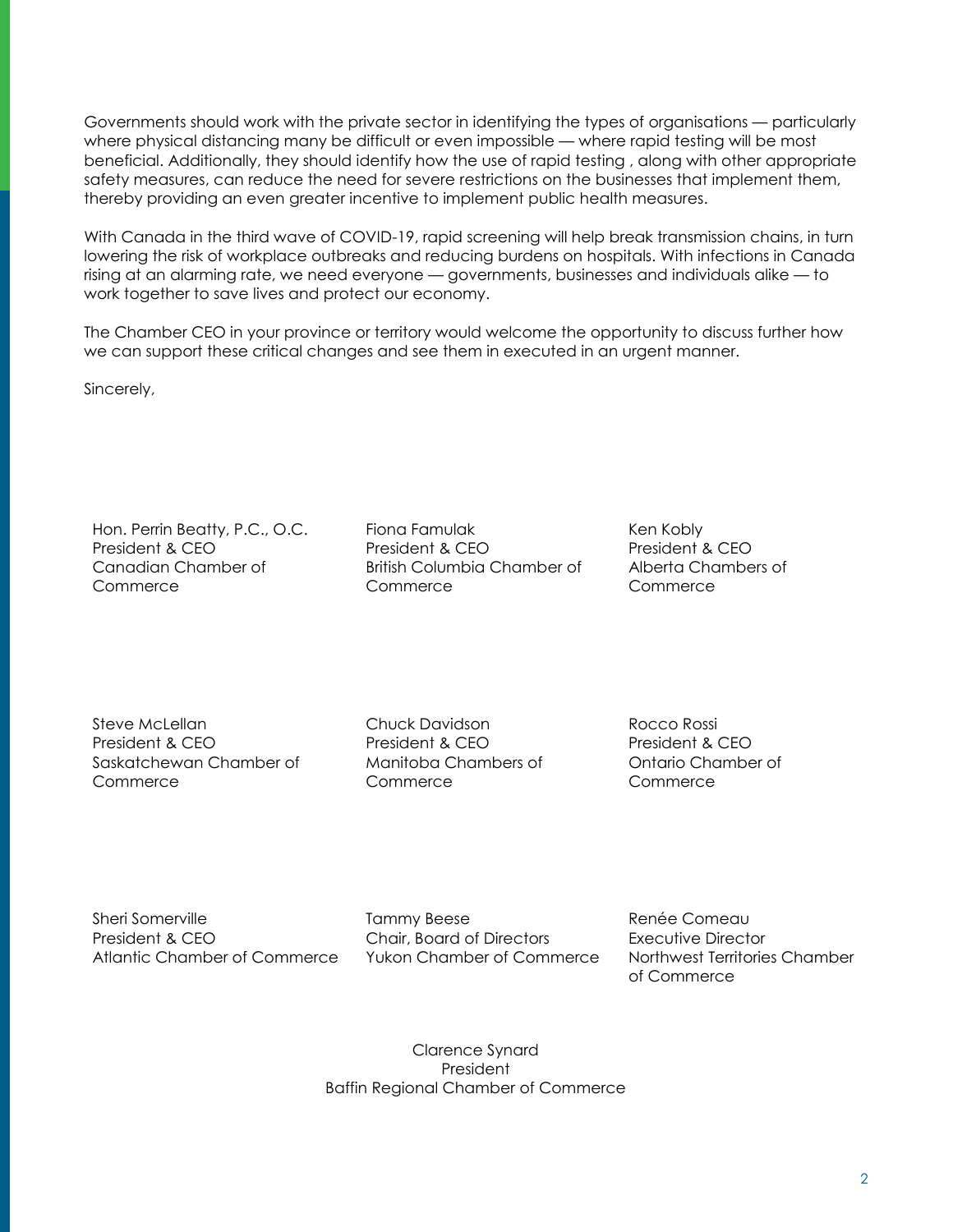Governments should work with the private sector in identifying the types of organisations — particularly where physical distancing many be difficult or even impossible — where rapid testing will be most beneficial. Additionally, they should identify how the use of rapid testing , along with other appropriate safety measures, can reduce the need for severe restrictions on the businesses that implement them, thereby providing an even greater incentive to implement public health measures.

With Canada in the third wave of COVID-19, rapid screening will help break transmission chains, in turn lowering the risk of workplace outbreaks and reducing burdens on hospitals. With infections in Canada rising at an alarming rate, we need everyone — governments, businesses and individuals alike — to work together to save lives and protect our economy.

The Chamber CEO in your province or territory would welcome the opportunity to discuss further how we can support these critical changes and see them in executed in an urgent manner.

Sincerely,

Hon. Perrin Beatty, P.C., O.C.
President & CEO
Canadian Chamber of Commerce

Fiona Famulak
President & CEO
British Columbia Chamber of Commerce

Ken Kobly
President & CEO
Alberta Chambers of Commerce

Steve McLellan
President & CEO
Saskatchewan Chamber of Commerce

Chuck Davidson
President & CEO
Manitoba Chambers of Commerce

Rocco Rossi
President & CEO
Ontario Chamber of Commerce

Sheri Somerville
President & CEO
Atlantic Chamber of Commerce

Tammy Beese
Chair, Board of Directors
Yukon Chamber of Commerce

Renée Comeau
Executive Director
Northwest Territories Chamber of Commerce

Clarence Synard
President
Baffin Regional Chamber of Commerce